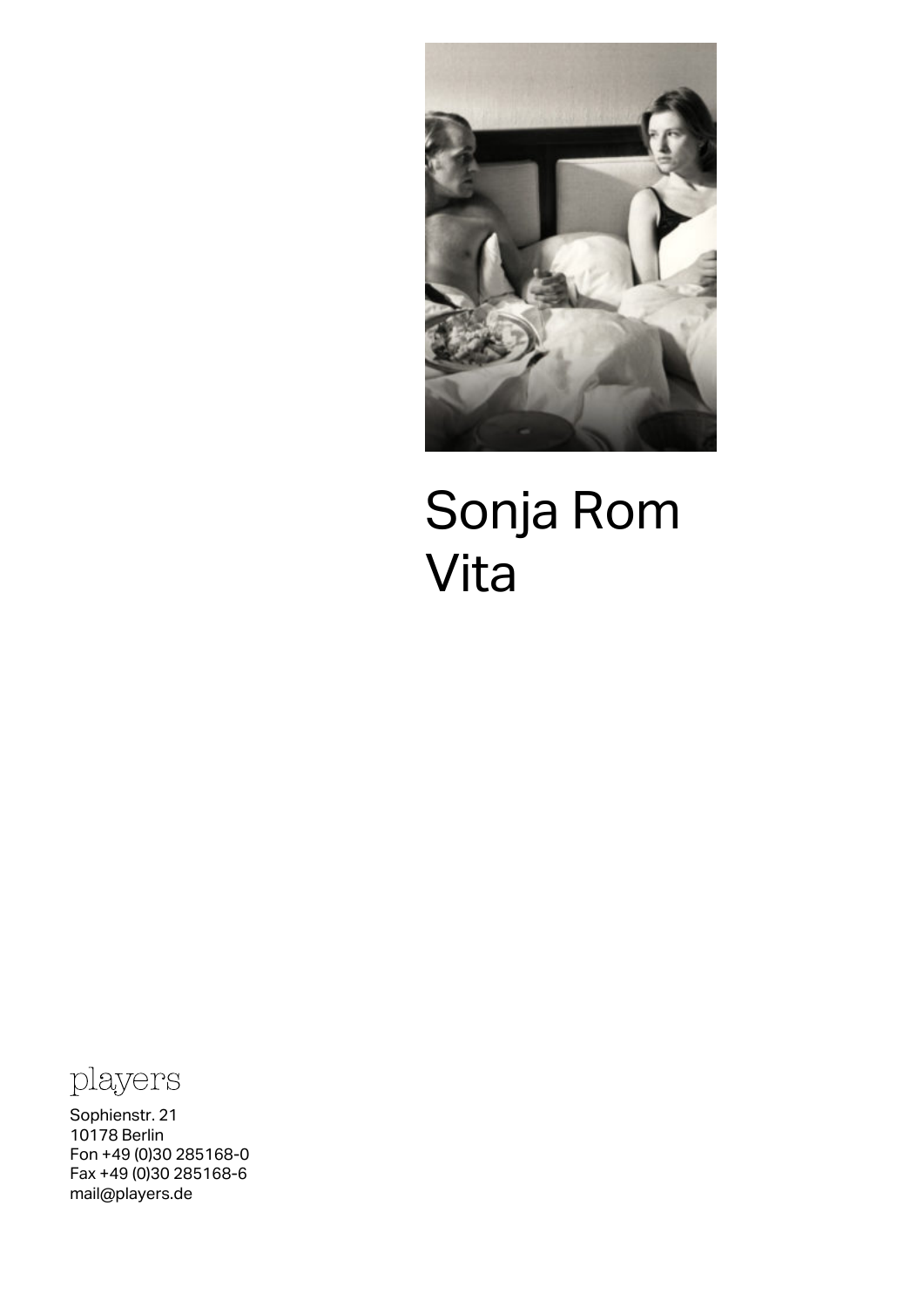# Sonja Rom
# Vita

players

Sophienstr. 21
10178 Berlin
Fon +49 (0)30 285168-0
Fax +49 (0)30 285168-6
mail@players.de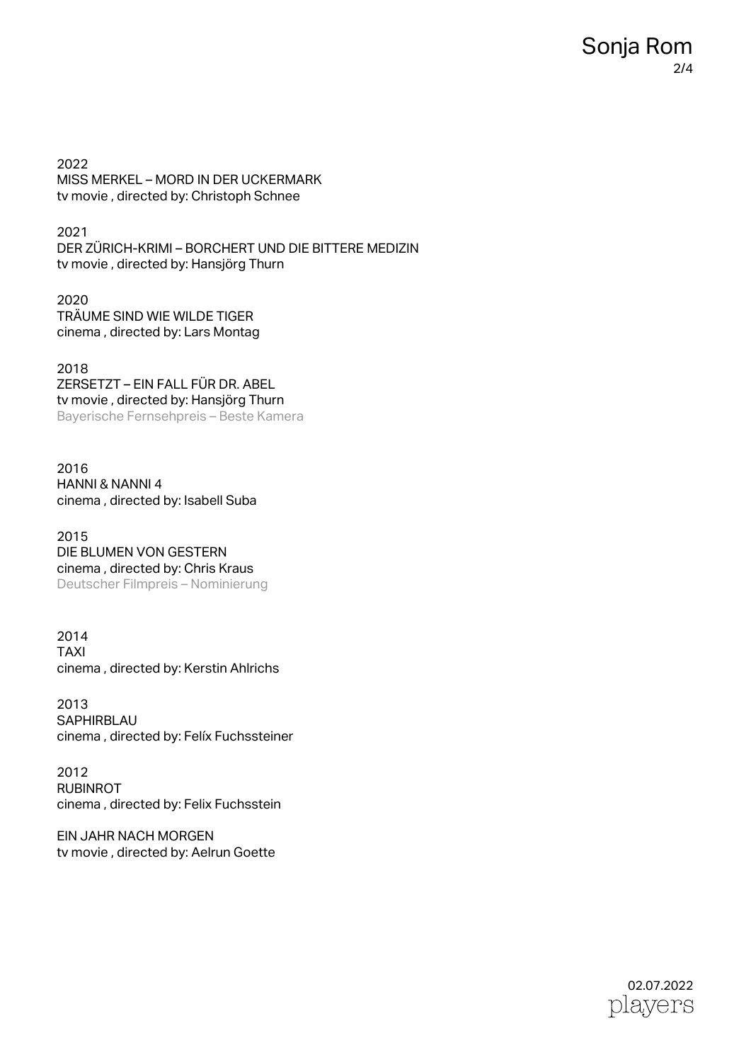2022
MISS MERKEL – MORD IN DER UCKERMARK
tv movie , directed by: Christoph Schnee

2021
DER ZÜRICH-KRIMI – BORCHERT UND DIE BITTERE MEDIZIN
tv movie , directed by: Hansjörg Thurn

2020
TRÄUME SIND WIE WILDE TIGER
cinema , directed by: Lars Montag

2018
ZERSETZT – EIN FALL FÜR DR. ABEL
tv movie , directed by: Hansjörg Thurn
Bayerische Fernsehpreis – Beste Kamera

2016
HANNI & NANNI 4
cinema , directed by: Isabell Suba

2015
DIE BLUMEN VON GESTERN
cinema , directed by: Chris Kraus
Deutscher Filmpreis – Nominierung

2014
TAXI
cinema , directed by: Kerstin Ahlrichs

2013
SAPHIRBLAU
cinema , directed by: Felíx Fuchssteiner

2012
RUBINROT
cinema , directed by: Felix Fuchsstein

EIN JAHR NACH MORGEN
tv movie , directed by: Aelrun Goette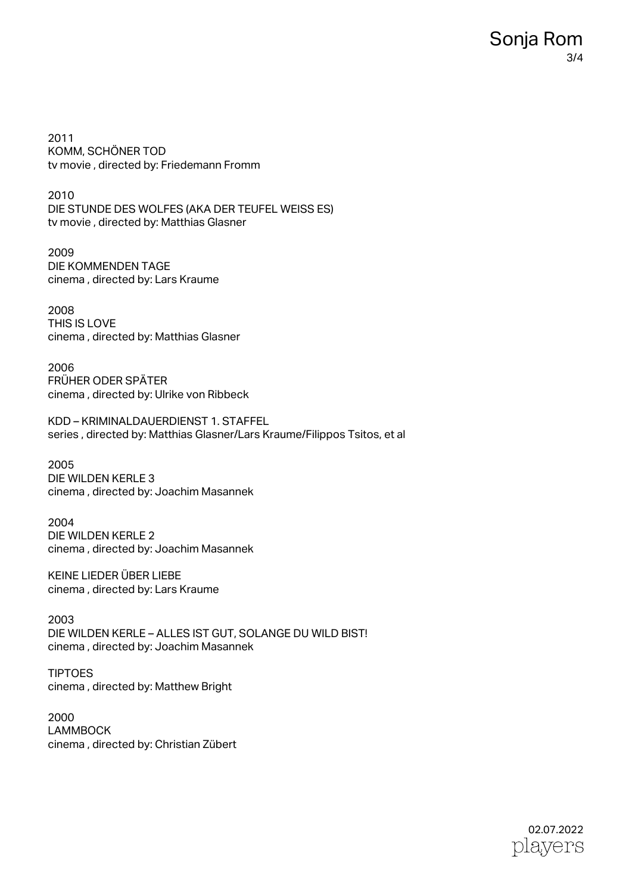2011
KOMM, SCHÖNER TOD
tv movie , directed by: Friedemann Fromm

2010
DIE STUNDE DES WOLFES (AKA DER TEUFEL WEISS ES)
tv movie , directed by: Matthias Glasner

2009
DIE KOMMENDEN TAGE
cinema , directed by: Lars Kraume

2008
THIS IS LOVE
cinema , directed by: Matthias Glasner

2006
FRÜHER ODER SPÄTER
cinema , directed by: Ulrike von Ribbeck

KDD – KRIMINALDAUERDIENST 1. STAFFEL
series , directed by: Matthias Glasner/Lars Kraume/Filippos Tsitos, et al

2005
DIE WILDEN KERLE 3
cinema , directed by: Joachim Masannek

2004
DIE WILDEN KERLE 2
cinema , directed by: Joachim Masannek

KEINE LIEDER ÜBER LIEBE
cinema , directed by: Lars Kraume

2003
DIE WILDEN KERLE – ALLES IST GUT, SOLANGE DU WILD BIST!
cinema , directed by: Joachim Masannek

TIPTOES
cinema , directed by: Matthew Bright

2000
LAMMBOCK
cinema , directed by: Christian Zübert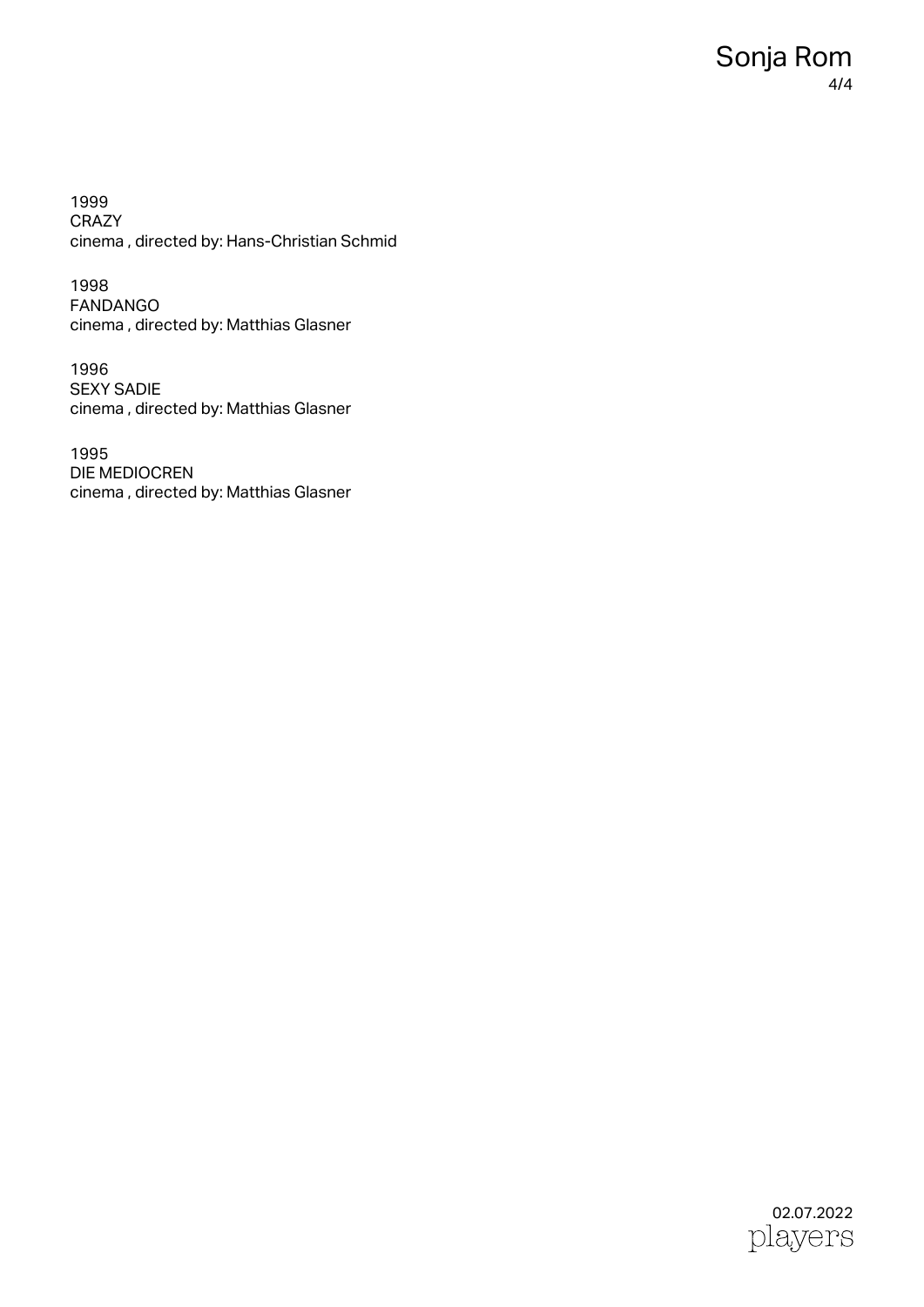1999
CRAZY
cinema , directed by: Hans-Christian Schmid

1998
FANDANGO
cinema , directed by: Matthias Glasner

1996
SEXY SADIE
cinema , directed by: Matthias Glasner

1995
DIE MEDIOCREN
cinema , directed by: Matthias Glasner